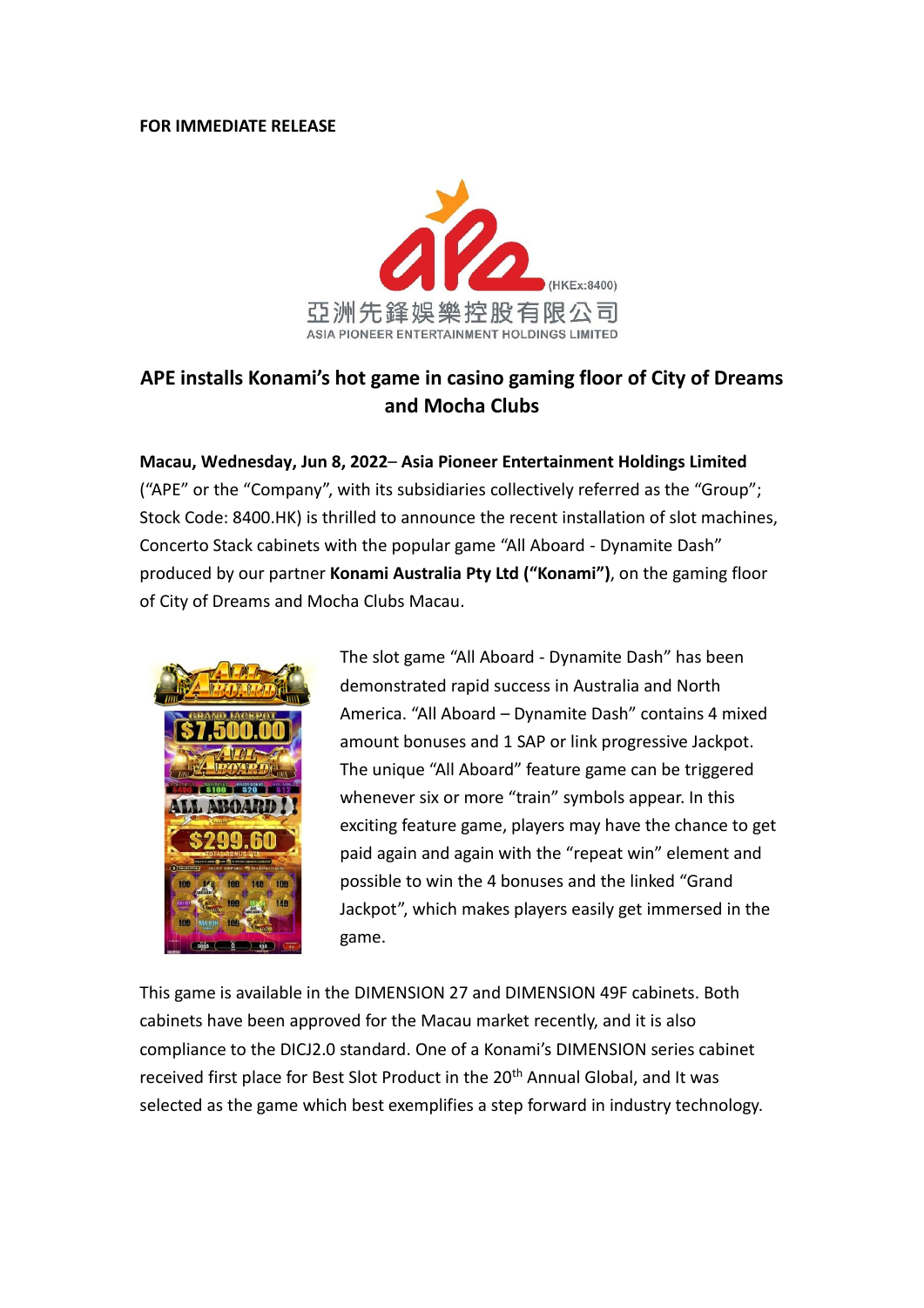**FOR IMMEDIATE RELEASE**

(HKEx:8400)

亞洲先鋒娛樂控股有限公司

ASIA PIONEER ENTERTAINMENT HOLDINGS LIMITED

## APE installs Konami's hot game in casino gaming floor of City of Dreams and Mocha Clubs

**Macau, Wednesday, Jun 8, 2022– Asia Pioneer Entertainment Holdings Limited** ("APE" or the "Company", with its subsidiaries collectively referred as the "Group"; Stock Code: 8400.HK) is thrilled to announce the recent installation of slot machines, Concerto Stack cabinets with the popular game "All Aboard - Dynamite Dash" produced by our partner **Konami Australia Pty Ltd ("Konami")**, on the gaming floor of City of Dreams and Mocha Clubs Macau.

The slot game "All Aboard - Dynamite Dash" has been demonstrated rapid success in Australia and North America. "All Aboard – Dynamite Dash" contains 4 mixed amount bonuses and 1 SAP or link progressive Jackpot. The unique "All Aboard" feature game can be triggered whenever six or more "train" symbols appear. In this exciting feature game, players may have the chance to get paid again and again with the "repeat win" element and possible to win the 4 bonuses and the linked "Grand Jackpot", which makes players easily get immersed in the game.

This game is available in the DIMENSION 27 and DIMENSION 49F cabinets. Both cabinets have been approved for the Macau market recently, and it is also compliance to the DICJ2.0 standard. One of a Konami's DIMENSION series cabinet received first place for Best Slot Product in the 20th Annual Global, and It was selected as the game which best exemplifies a step forward in industry technology.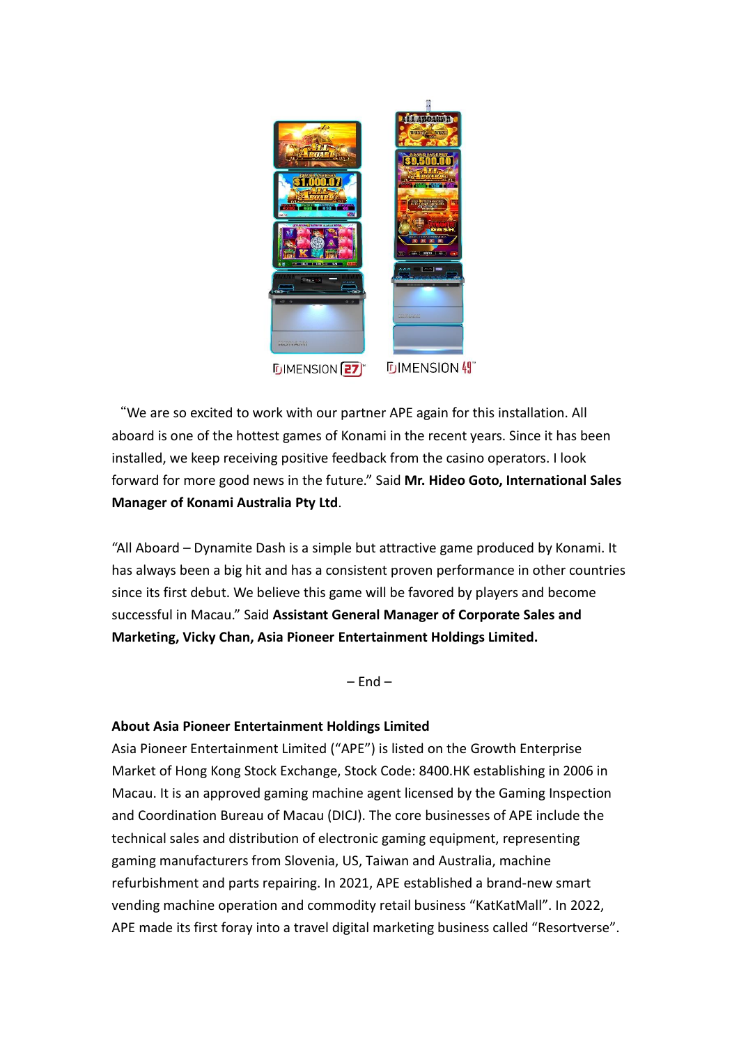"We are so excited to work with our partner APE again for this installation. All aboard is one of the hottest games of Konami in the recent years. Since it has been installed, we keep receiving positive feedback from the casino operators. I look forward for more good news in the future." Said **Mr. Hideo Goto, International Sales Manager of Konami Australia Pty Ltd**.

"All Aboard – Dynamite Dash is a simple but attractive game produced by Konami. It has always been a big hit and has a consistent proven performance in other countries since its first debut. We believe this game will be favored by players and become successful in Macau." Said **Assistant General Manager of Corporate Sales and Marketing, Vicky Chan, Asia Pioneer Entertainment Holdings Limited.**

– End –

**About Asia Pioneer Entertainment Holdings Limited**

Asia Pioneer Entertainment Limited ("APE") is listed on the Growth Enterprise Market of Hong Kong Stock Exchange, Stock Code: 8400.HK establishing in 2006 in Macau. It is an approved gaming machine agent licensed by the Gaming Inspection and Coordination Bureau of Macau (DICJ). The core businesses of APE include the technical sales and distribution of electronic gaming equipment, representing gaming manufacturers from Slovenia, US, Taiwan and Australia, machine refurbishment and parts repairing. In 2021, APE established a brand-new smart vending machine operation and commodity retail business "KatKatMall". In 2022, APE made its first foray into a travel digital marketing business called "Resortverse".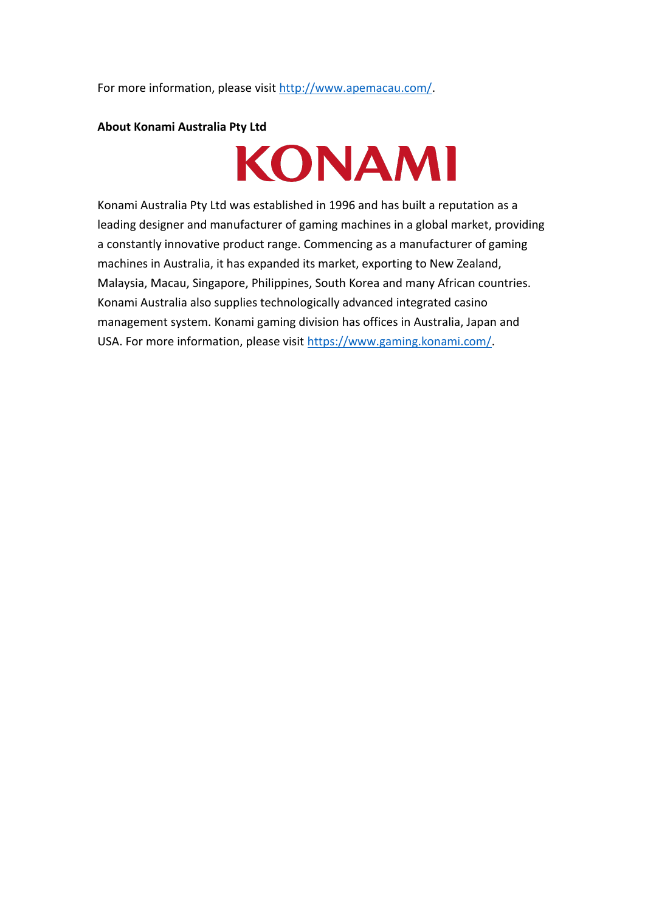For more information, please visit http://www.apemacau.com/.

**About Konami Australia Pty Ltd**

KONAMI

Konami Australia Pty Ltd was established in 1996 and has built a reputation as a leading designer and manufacturer of gaming machines in a global market, providing a constantly innovative product range. Commencing as a manufacturer of gaming machines in Australia, it has expanded its market, exporting to New Zealand, Malaysia, Macau, Singapore, Philippines, South Korea and many African countries. Konami Australia also supplies technologically advanced integrated casino management system. Konami gaming division has offices in Australia, Japan and USA. For more information, please visit https://www.gaming.konami.com/.